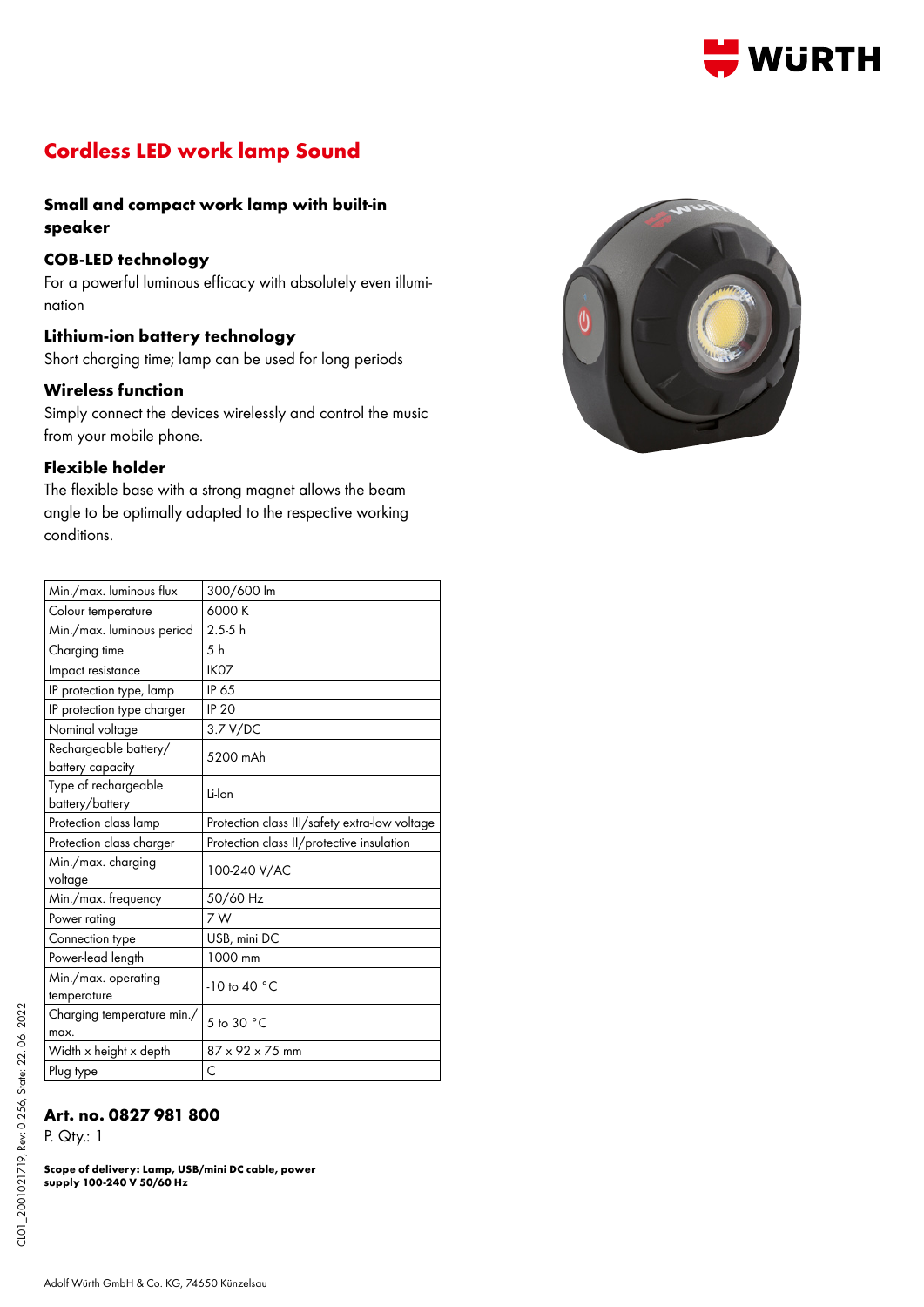# Cordless LED work lamp Sound

**Small and compact work lamp with built-in speaker**

### COB-LED technology

For a powerful luminous efficacy with absolutely even illumination

### Lithium-ion battery technology

Short charging time; lamp can be used for long periods

### Wireless function

Simply connect the devices wirelessly and control the music from your mobile phone.

### Flexible holder

The flexible base with a strong magnet allows the beam angle to be optimally adapted to the respective working conditions.

| | |
|---|---|
| Min./max. luminous flux | 300/600 lm |
| Colour temperature | 6000 K |
| Min./max. luminous period | 2.5-5 h |
| Charging time | 5 h |
| Impact resistance | IK07 |
| IP protection type, lamp | IP 65 |
| IP protection type charger | IP 20 |
| Nominal voltage | 3.7 V/DC |
| Rechargeable battery/ battery capacity | 5200 mAh |
| Type of rechargeable battery/battery | Li-Ion |
| Protection class lamp | Protection class III/safety extra-low voltage |
| Protection class charger | Protection class II/protective insulation |
| Min./max. charging voltage | 100-240 V/AC |
| Min./max. frequency | 50/60 Hz |
| Power rating | 7 W |
| Connection type | USB, mini DC |
| Power-lead length | 1000 mm |
| Min./max. operating temperature | -10 to 40 °C |
| Charging temperature min./ max. | 5 to 30 °C |
| Width x height x depth | 87 x 92 x 75 mm |
| Plug type | C |

**Art. no. 0827 981 800**

P. Qty.: 1

**Scope of delivery: Lamp, USB/mini DC cable, power supply 100-240 V 50/60 Hz**

CL01_2001021719, Rev: 0.256, State: 22. 06. 2022

Adolf Würth GmbH & Co. KG, 74650 Künzelsau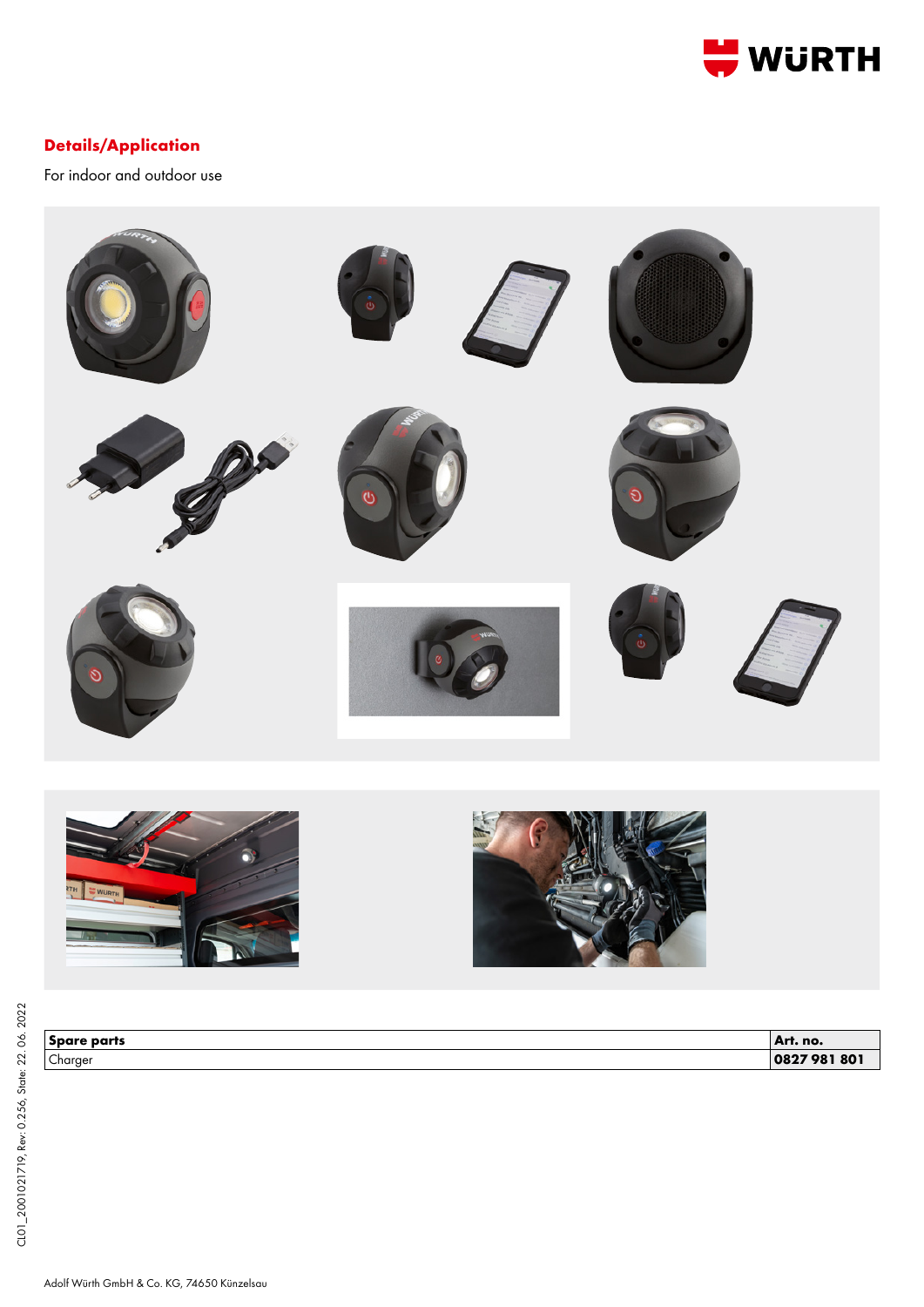## Details/Application

For indoor and outdoor use

| Spare parts | Art. no. |
|---|---|
| Charger | 0827 981 801 |

Adolf Würth GmbH & Co. KG, 74650 Künzelsau